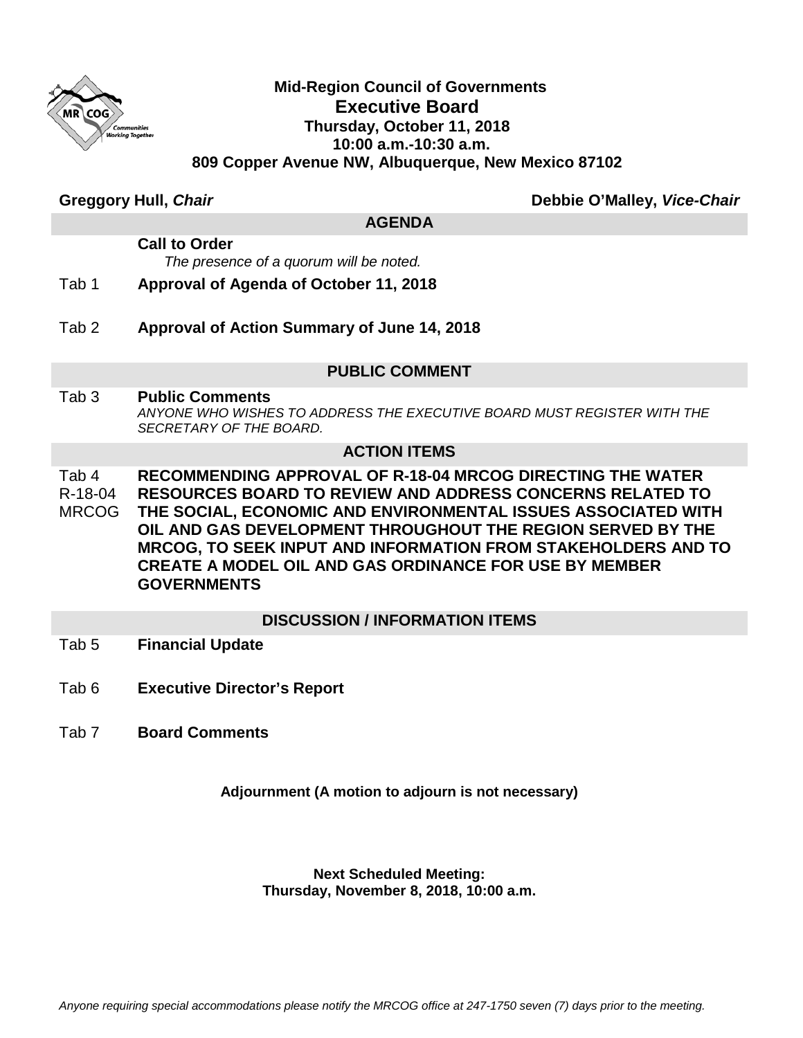**Mid-Region Council of Governments**
**Executive Board**
**Thursday, October 11, 2018**
**10:00 a.m.-10:30 a.m.**
**809 Copper Avenue NW, Albuquerque, New Mexico 87102**

**Greggory Hull, *Chair*** **Debbie O'Malley, *Vice-Chair***

## AGENDA

**Call to Order**
*The presence of a quorum will be noted.*

Tab 1 **Approval of Agenda of October 11, 2018**

Tab 2 **Approval of Action Summary of June 14, 2018**

## PUBLIC COMMENT

Tab 3 **Public Comments**
*ANYONE WHO WISHES TO ADDRESS THE EXECUTIVE BOARD MUST REGISTER WITH THE SECRETARY OF THE BOARD.*

## ACTION ITEMS

Tab 4 R-18-04 MRCOG **RECOMMENDING APPROVAL OF R-18-04 MRCOG DIRECTING THE WATER RESOURCES BOARD TO REVIEW AND ADDRESS CONCERNS RELATED TO THE SOCIAL, ECONOMIC AND ENVIRONMENTAL ISSUES ASSOCIATED WITH OIL AND GAS DEVELOPMENT THROUGHOUT THE REGION SERVED BY THE MRCOG, TO SEEK INPUT AND INFORMATION FROM STAKEHOLDERS AND TO CREATE A MODEL OIL AND GAS ORDINANCE FOR USE BY MEMBER GOVERNMENTS**

## DISCUSSION / INFORMATION ITEMS

Tab 5 **Financial Update**

Tab 6 **Executive Director's Report**

Tab 7 **Board Comments**

**Adjournment (A motion to adjourn is not necessary)**

**Next Scheduled Meeting:**
**Thursday, November 8, 2018, 10:00 a.m.**

*Anyone requiring special accommodations please notify the MRCOG office at 247-1750 seven (7) days prior to the meeting.*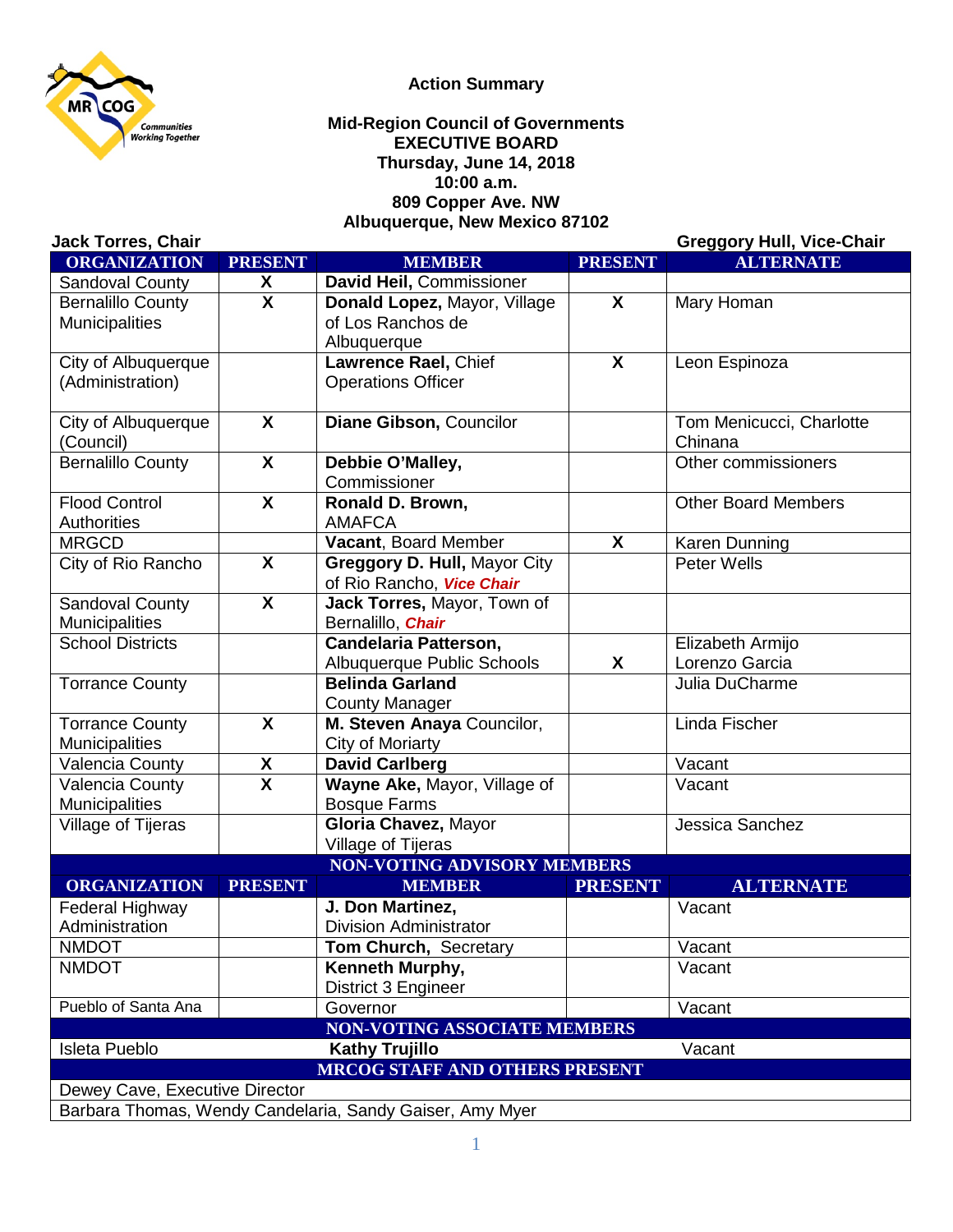**Action Summary**

**Mid-Region Council of Governments**
**EXECUTIVE BOARD**
**Thursday, June 14, 2018**
**10:00 a.m.**
**809 Copper Ave. NW**
**Albuquerque, New Mexico 87102**

**Jack Torres, Chair** **Greggory Hull, Vice-Chair**

| ORGANIZATION | PRESENT | MEMBER | PRESENT | ALTERNATE |
|---|---|---|---|---|
| Sandoval County | X | **David Heil,** Commissioner | | |
| Bernalillo County Municipalities | X | **Donald Lopez,** Mayor, Village of Los Ranchos de Albuquerque | X | Mary Homan |
| City of Albuquerque (Administration) | | **Lawrence Rael,** Chief Operations Officer | X | Leon Espinoza |
| City of Albuquerque (Council) | X | **Diane Gibson,** Councilor | | Tom Menicucci, Charlotte Chinana |
| Bernalillo County | X | **Debbie O'Malley,** Commissioner | | Other commissioners |
| Flood Control Authorities | X | **Ronald D. Brown,** AMAFCA | | Other Board Members |
| MRGCD | | **Vacant**, Board Member | X | Karen Dunning |
| City of Rio Rancho | X | **Greggory D. Hull,** Mayor City of Rio Rancho, ***Vice Chair*** | | Peter Wells |
| Sandoval County Municipalities | X | **Jack Torres,** Mayor, Town of Bernalillo, ***Chair*** | | |
| School Districts | | **Candelaria Patterson,** Albuquerque Public Schools | X | Elizabeth Armijo Lorenzo Garcia |
| Torrance County | | **Belinda Garland** County Manager | | Julia DuCharme |
| Torrance County Municipalities | X | **M. Steven Anaya** Councilor, City of Moriarty | | Linda Fischer |
| Valencia County | X | **David Carlberg** | | Vacant |
| Valencia County Municipalities | X | **Wayne Ake,** Mayor, Village of Bosque Farms | | Vacant |
| Village of Tijeras | | **Gloria Chavez,** Mayor Village of Tijeras | | Jessica Sanchez |
| **NON-VOTING ADVISORY MEMBERS** | | | | |
| **ORGANIZATION** | **PRESENT** | **MEMBER** | **PRESENT** | **ALTERNATE** |
| Federal Highway Administration | | **J. Don Martinez,** Division Administrator | | Vacant |
| NMDOT | | **Tom Church,** Secretary | | Vacant |
| NMDOT | | **Kenneth Murphy,** District 3 Engineer | | Vacant |
| Pueblo of Santa Ana | | Governor | | Vacant |
| **NON-VOTING ASSOCIATE MEMBERS** | | | | |
| Isleta Pueblo | | **Kathy Trujillo** | | Vacant |
| **MRCOG STAFF AND OTHERS PRESENT** | | | | |
| Dewey Cave, Executive Director | | | | |
| Barbara Thomas, Wendy Candelaria, Sandy Gaiser, Amy Myer | | | | |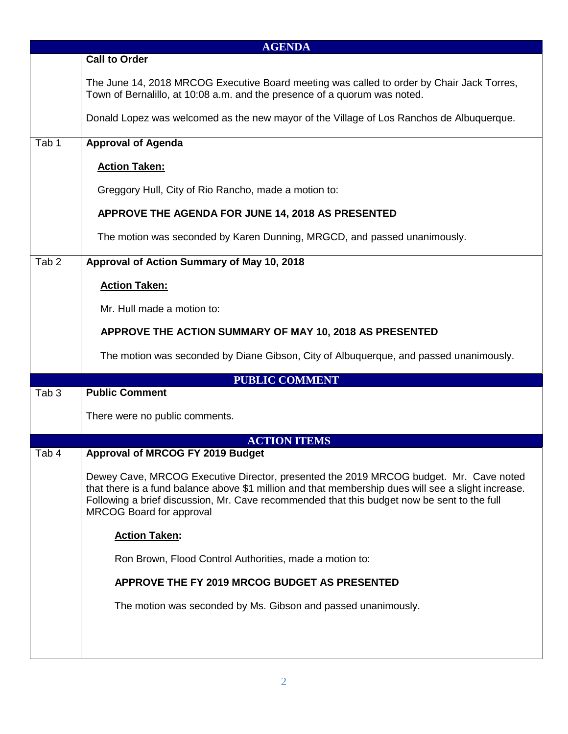## AGENDA

### Call to Order

The June 14, 2018 MRCOG Executive Board meeting was called to order by Chair Jack Torres, Town of Bernalillo, at 10:08 a.m. and the presence of a quorum was noted.

Donald Lopez was welcomed as the new mayor of the Village of Los Ranchos de Albuquerque.

### Tab 1 — Approval of Agenda

**Action Taken:**

Greggory Hull, City of Rio Rancho, made a motion to:

**APPROVE THE AGENDA FOR JUNE 14, 2018 AS PRESENTED**

The motion was seconded by Karen Dunning, MRGCD, and passed unanimously.

### Tab 2 — Approval of Action Summary of May 10, 2018

**Action Taken:**

Mr. Hull made a motion to:

**APPROVE THE ACTION SUMMARY OF MAY 10, 2018 AS PRESENTED**

The motion was seconded by Diane Gibson, City of Albuquerque, and passed unanimously.

## PUBLIC COMMENT

### Tab 3 — Public Comment

There were no public comments.

## ACTION ITEMS

### Tab 4 — Approval of MRCOG FY 2019 Budget

Dewey Cave, MRCOG Executive Director, presented the 2019 MRCOG budget. Mr. Cave noted that there is a fund balance above $1 million and that membership dues will see a slight increase. Following a brief discussion, Mr. Cave recommended that this budget now be sent to the full MRCOG Board for approval

**Action Taken:**

Ron Brown, Flood Control Authorities, made a motion to:

**APPROVE THE FY 2019 MRCOG BUDGET AS PRESENTED**

The motion was seconded by Ms. Gibson and passed unanimously.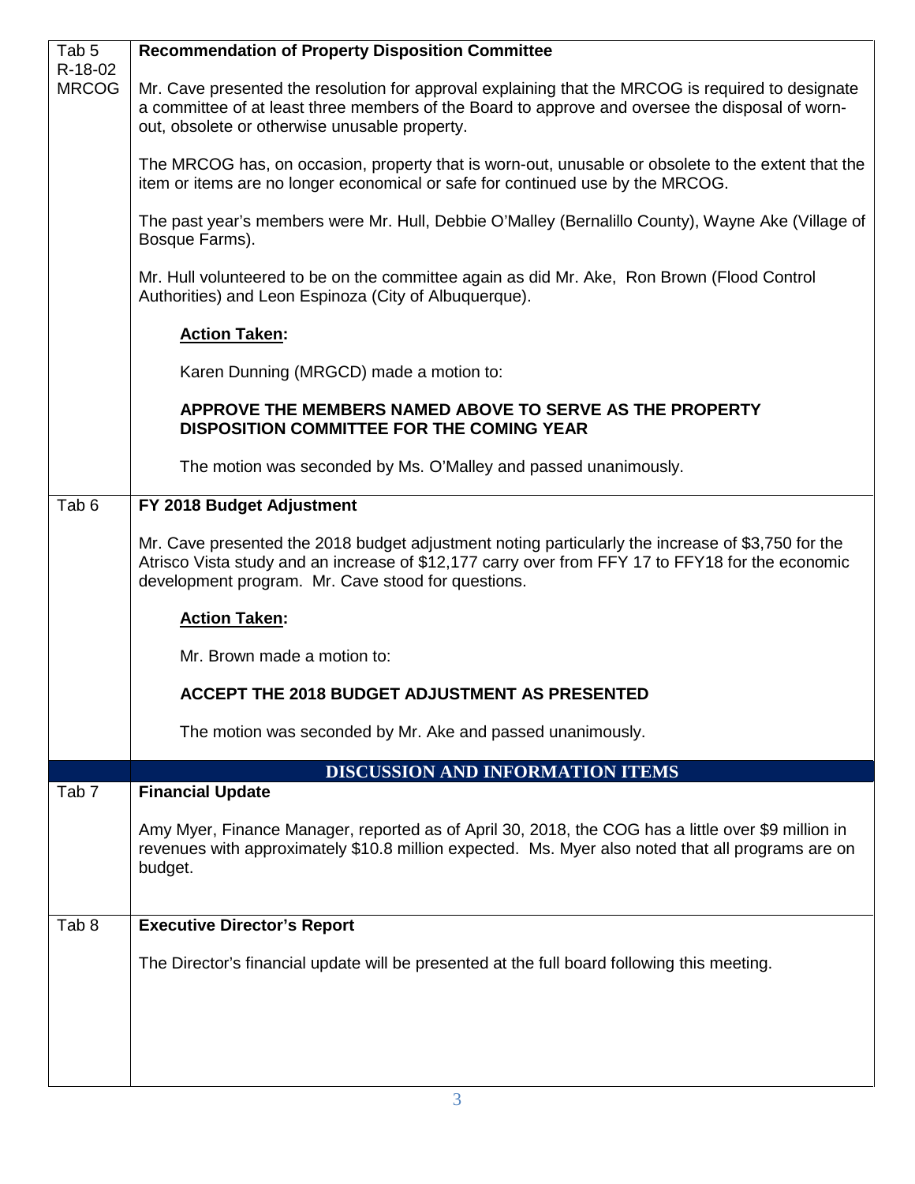| | |
|---|---|
| Tab 5<br>R-18-02<br>MRCOG | **Recommendation of Property Disposition Committee**<br><br>Mr. Cave presented the resolution for approval explaining that the MRCOG is required to designate a committee of at least three members of the Board to approve and oversee the disposal of worn-out, obsolete or otherwise unusable property.<br><br>The MRCOG has, on occasion, property that is worn-out, unusable or obsolete to the extent that the item or items are no longer economical or safe for continued use by the MRCOG.<br><br>The past year's members were Mr. Hull, Debbie O'Malley (Bernalillo County), Wayne Ake (Village of Bosque Farms).<br><br>Mr. Hull volunteered to be on the committee again as did Mr. Ake, Ron Brown (Flood Control Authorities) and Leon Espinoza (City of Albuquerque).<br><br>**Action Taken:**<br><br>Karen Dunning (MRGCD) made a motion to:<br><br>**APPROVE THE MEMBERS NAMED ABOVE TO SERVE AS THE PROPERTY DISPOSITION COMMITTEE FOR THE COMING YEAR**<br><br>The motion was seconded by Ms. O'Malley and passed unanimously. |
| Tab 6 | **FY 2018 Budget Adjustment**<br><br>Mr. Cave presented the 2018 budget adjustment noting particularly the increase of $3,750 for the Atrisco Vista study and an increase of $12,177 carry over from FFY 17 to FFY18 for the economic development program. Mr. Cave stood for questions.<br><br>**Action Taken:**<br><br>Mr. Brown made a motion to:<br><br>**ACCEPT THE 2018 BUDGET ADJUSTMENT AS PRESENTED**<br><br>The motion was seconded by Mr. Ake and passed unanimously. |
| | **DISCUSSION AND INFORMATION ITEMS** |
| Tab 7 | **Financial Update**<br><br>Amy Myer, Finance Manager, reported as of April 30, 2018, the COG has a little over $9 million in revenues with approximately $10.8 million expected. Ms. Myer also noted that all programs are on budget. |
| Tab 8 | **Executive Director's Report**<br><br>The Director's financial update will be presented at the full board following this meeting. |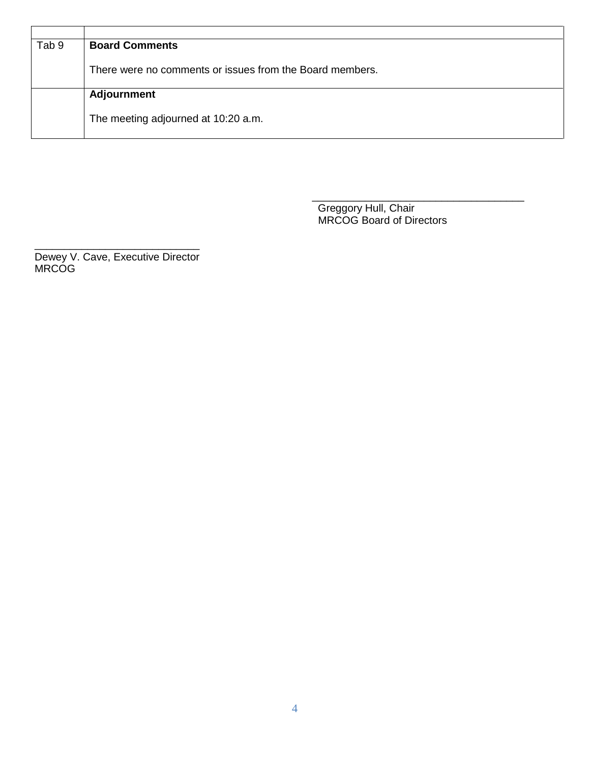| | |
|---|---|
| Tab 9 | **Board Comments**<br><br>There were no comments or issues from the Board members. |
| | **Adjournment**<br><br>The meeting adjourned at 10:20 a.m. |

\_\_\_\_\_\_\_\_\_\_\_\_\_\_\_\_\_\_\_\_\_\_\_\_\_\_\_\_\_\_\_\_\_\_\_\_
Greggory Hull, Chair
MRCOG Board of Directors

\_\_\_\_\_\_\_\_\_\_\_\_\_\_\_\_\_\_\_\_\_\_\_\_\_\_\_\_\_\_
Dewey V. Cave, Executive Director
MRCOG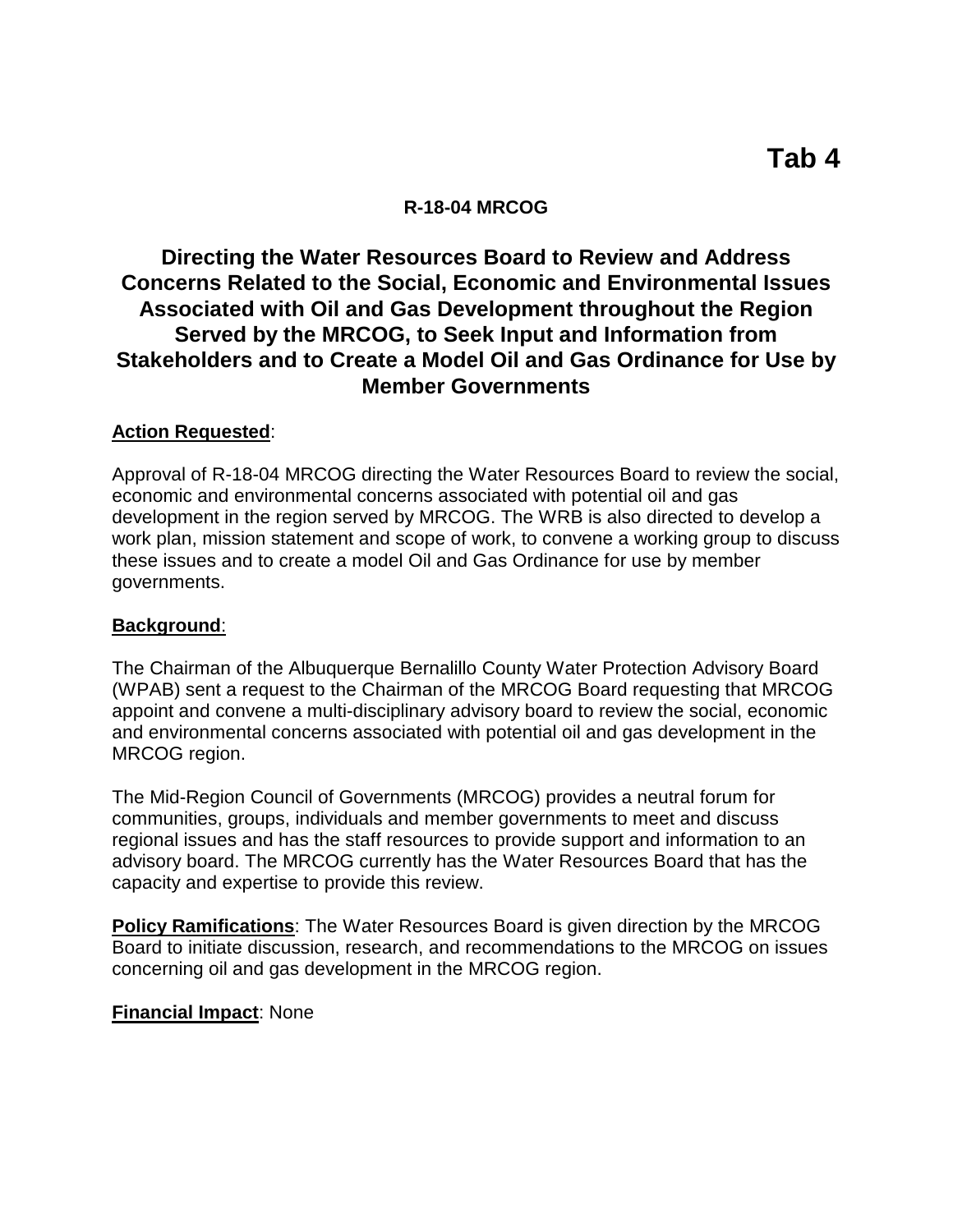# Tab 4

**R-18-04 MRCOG**

## Directing the Water Resources Board to Review and Address Concerns Related to the Social, Economic and Environmental Issues Associated with Oil and Gas Development throughout the Region Served by the MRCOG, to Seek Input and Information from Stakeholders and to Create a Model Oil and Gas Ordinance for Use by Member Governments

**Action Requested**:

Approval of R-18-04 MRCOG directing the Water Resources Board to review the social, economic and environmental concerns associated with potential oil and gas development in the region served by MRCOG. The WRB is also directed to develop a work plan, mission statement and scope of work, to convene a working group to discuss these issues and to create a model Oil and Gas Ordinance for use by member governments.

**Background**:

The Chairman of the Albuquerque Bernalillo County Water Protection Advisory Board (WPAB) sent a request to the Chairman of the MRCOG Board requesting that MRCOG appoint and convene a multi-disciplinary advisory board to review the social, economic and environmental concerns associated with potential oil and gas development in the MRCOG region.

The Mid-Region Council of Governments (MRCOG) provides a neutral forum for communities, groups, individuals and member governments to meet and discuss regional issues and has the staff resources to provide support and information to an advisory board. The MRCOG currently has the Water Resources Board that has the capacity and expertise to provide this review.

**Policy Ramifications**: The Water Resources Board is given direction by the MRCOG Board to initiate discussion, research, and recommendations to the MRCOG on issues concerning oil and gas development in the MRCOG region.

**Financial Impact**: None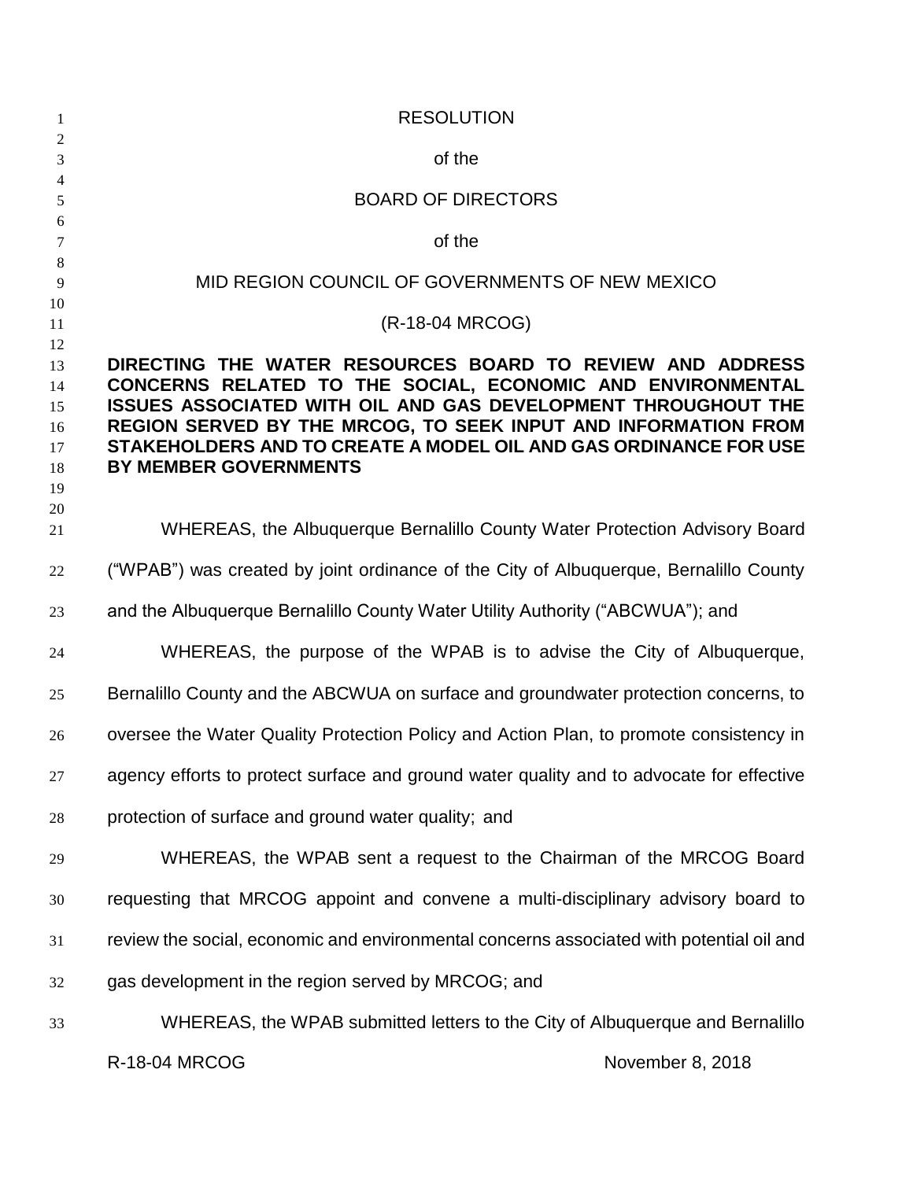RESOLUTION

of the

BOARD OF DIRECTORS

of the

MID REGION COUNCIL OF GOVERNMENTS OF NEW MEXICO

(R-18-04 MRCOG)

**DIRECTING THE WATER RESOURCES BOARD TO REVIEW AND ADDRESS CONCERNS RELATED TO THE SOCIAL, ECONOMIC AND ENVIRONMENTAL ISSUES ASSOCIATED WITH OIL AND GAS DEVELOPMENT THROUGHOUT THE REGION SERVED BY THE MRCOG, TO SEEK INPUT AND INFORMATION FROM STAKEHOLDERS AND TO CREATE A MODEL OIL AND GAS ORDINANCE FOR USE BY MEMBER GOVERNMENTS**

WHEREAS, the Albuquerque Bernalillo County Water Protection Advisory Board ("WPAB") was created by joint ordinance of the City of Albuquerque, Bernalillo County and the Albuquerque Bernalillo County Water Utility Authority ("ABCWUA"); and

WHEREAS, the purpose of the WPAB is to advise the City of Albuquerque, Bernalillo County and the ABCWUA on surface and groundwater protection concerns, to oversee the Water Quality Protection Policy and Action Plan, to promote consistency in agency efforts to protect surface and ground water quality and to advocate for effective protection of surface and ground water quality; and

WHEREAS, the WPAB sent a request to the Chairman of the MRCOG Board requesting that MRCOG appoint and convene a multi-disciplinary advisory board to review the social, economic and environmental concerns associated with potential oil and gas development in the region served by MRCOG; and

WHEREAS, the WPAB submitted letters to the City of Albuquerque and Bernalillo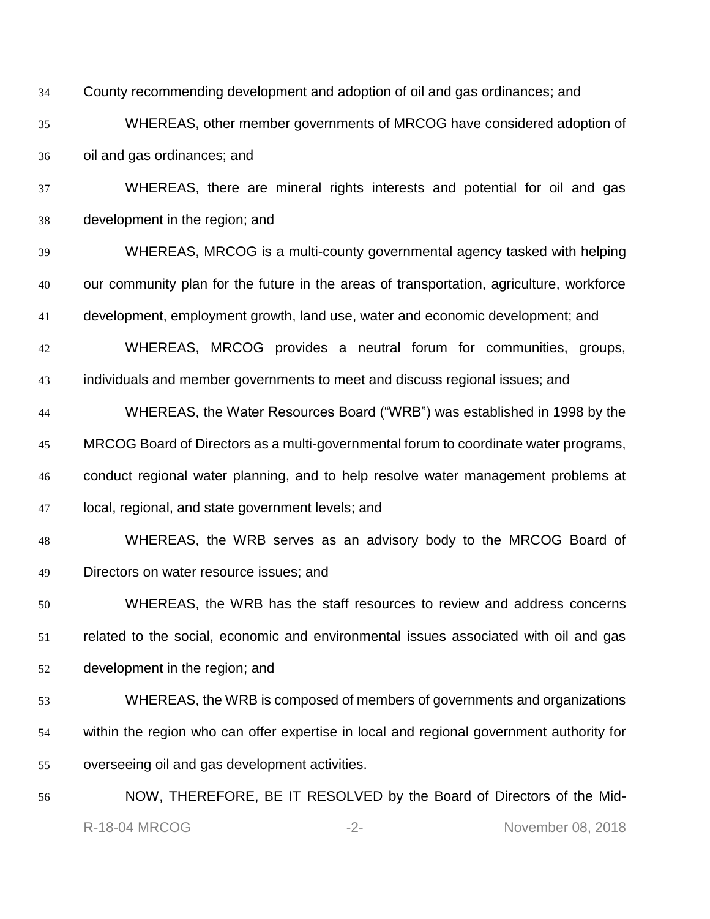County recommending development and adoption of oil and gas ordinances; and

WHEREAS, other member governments of MRCOG have considered adoption of oil and gas ordinances; and

WHEREAS, there are mineral rights interests and potential for oil and gas development in the region; and

WHEREAS, MRCOG is a multi-county governmental agency tasked with helping our community plan for the future in the areas of transportation, agriculture, workforce development, employment growth, land use, water and economic development; and

WHEREAS, MRCOG provides a neutral forum for communities, groups, individuals and member governments to meet and discuss regional issues; and

WHEREAS, the Water Resources Board ("WRB") was established in 1998 by the MRCOG Board of Directors as a multi-governmental forum to coordinate water programs, conduct regional water planning, and to help resolve water management problems at local, regional, and state government levels; and

WHEREAS, the WRB serves as an advisory body to the MRCOG Board of Directors on water resource issues; and

WHEREAS, the WRB has the staff resources to review and address concerns related to the social, economic and environmental issues associated with oil and gas development in the region; and

WHEREAS, the WRB is composed of members of governments and organizations within the region who can offer expertise in local and regional government authority for overseeing oil and gas development activities.

NOW, THEREFORE, BE IT RESOLVED by the Board of Directors of the Mid-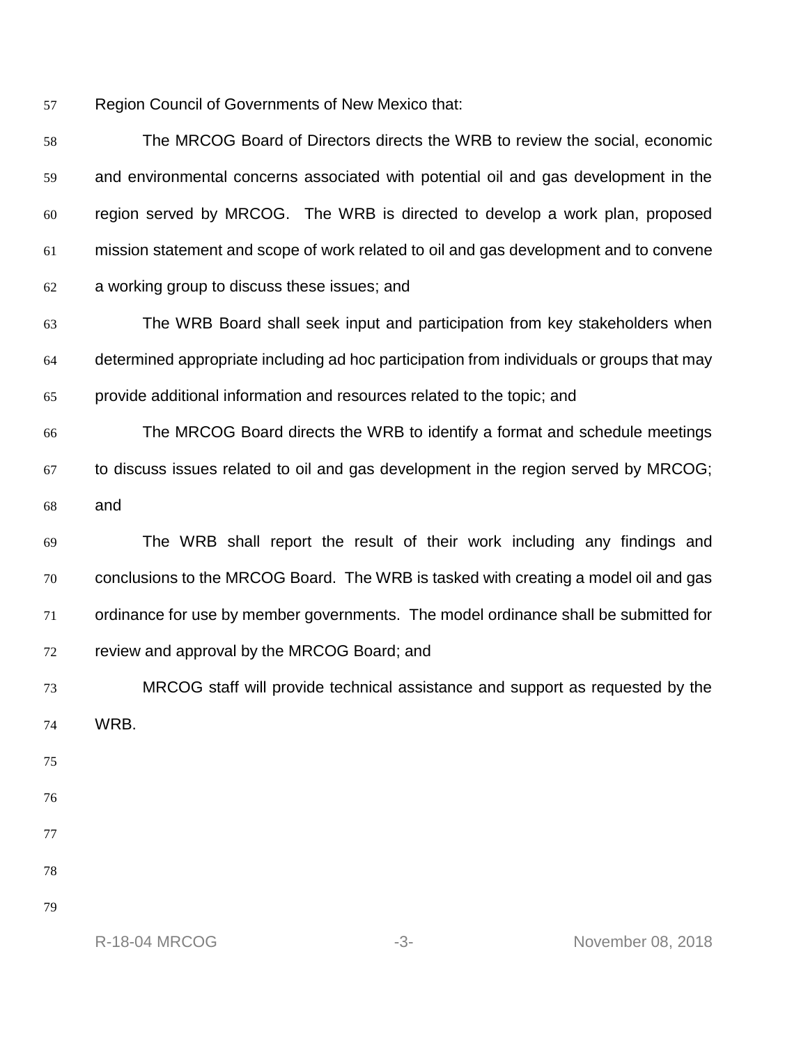Region Council of Governments of New Mexico that:

The MRCOG Board of Directors directs the WRB to review the social, economic and environmental concerns associated with potential oil and gas development in the region served by MRCOG. The WRB is directed to develop a work plan, proposed mission statement and scope of work related to oil and gas development and to convene a working group to discuss these issues; and

The WRB Board shall seek input and participation from key stakeholders when determined appropriate including ad hoc participation from individuals or groups that may provide additional information and resources related to the topic; and

The MRCOG Board directs the WRB to identify a format and schedule meetings to discuss issues related to oil and gas development in the region served by MRCOG; and

The WRB shall report the result of their work including any findings and conclusions to the MRCOG Board. The WRB is tasked with creating a model oil and gas ordinance for use by member governments. The model ordinance shall be submitted for review and approval by the MRCOG Board; and

MRCOG staff will provide technical assistance and support as requested by the WRB.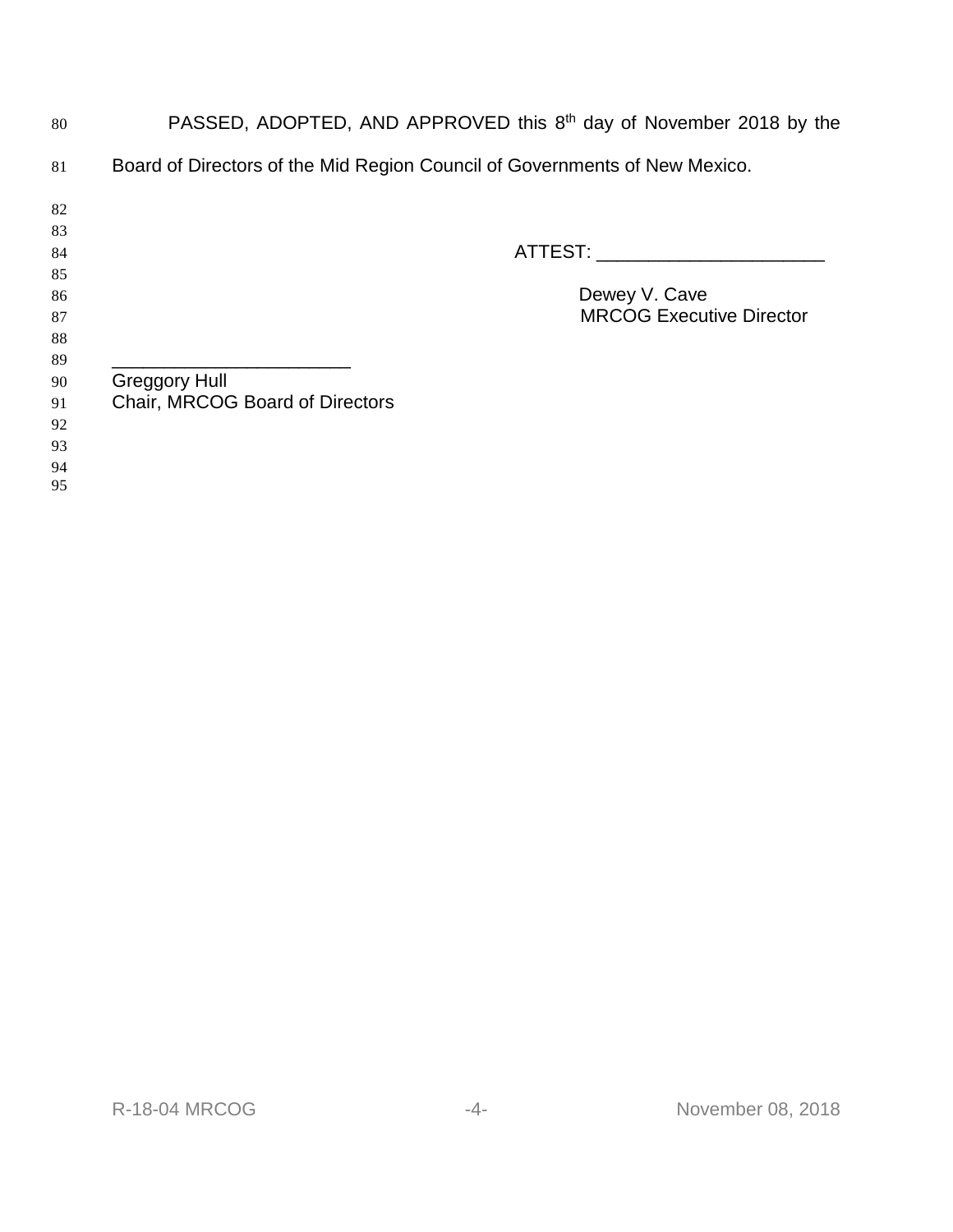PASSED, ADOPTED, AND APPROVED this 8th day of November 2018 by the Board of Directors of the Mid Region Council of Governments of New Mexico.

ATTEST: _____________________

Dewey V. Cave
MRCOG Executive Director

_______________________
Greggory Hull
Chair, MRCOG Board of Directors